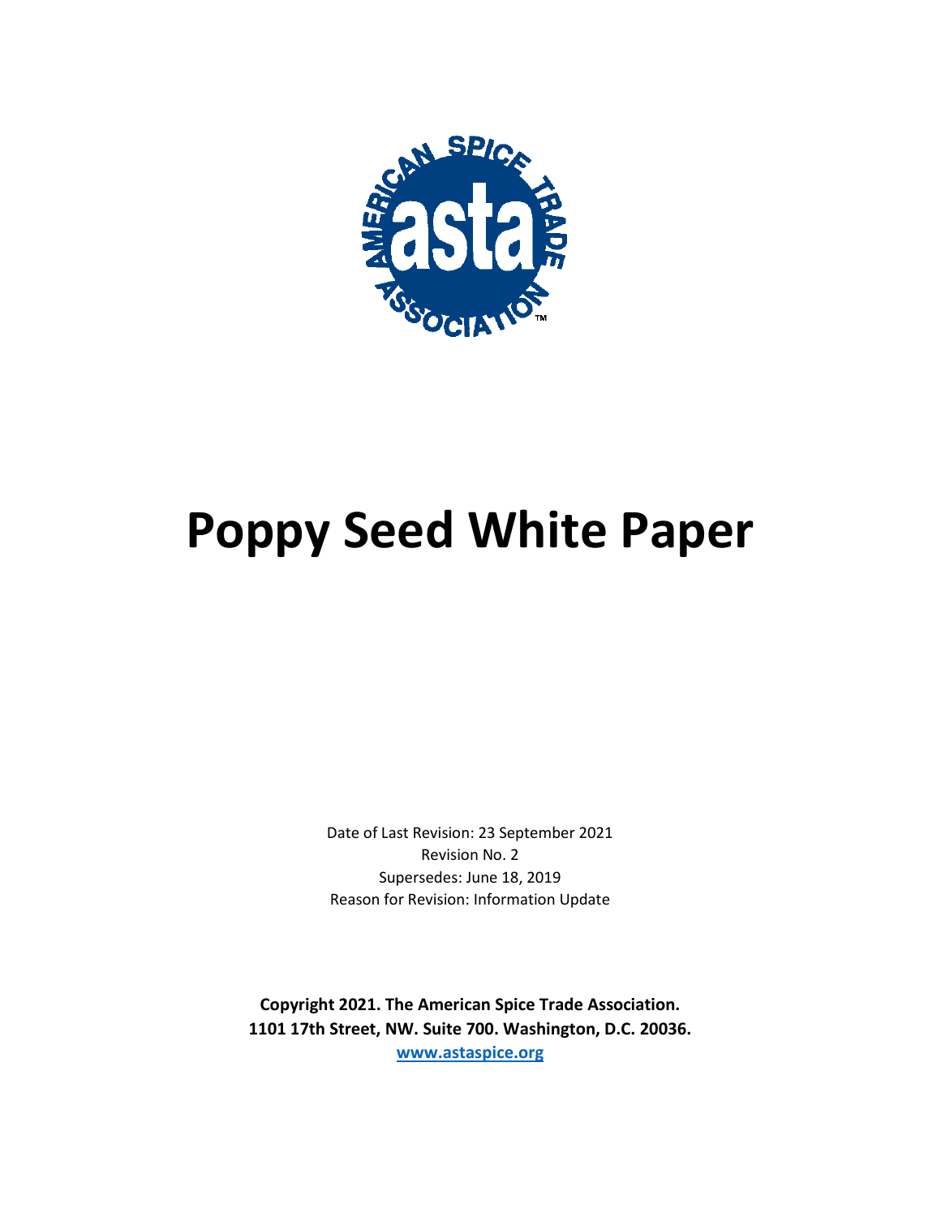# Poppy Seed White Paper

Date of Last Revision: 23 September 2021

Revision No. 2

Supersedes: June 18, 2019

Reason for Revision: Information Update

**Copyright 2021. The American Spice Trade Association.**

**1101 17th Street, NW. Suite 700. Washington, D.C. 20036.**

**[www.astaspice.org](http://www.astaspice.org)**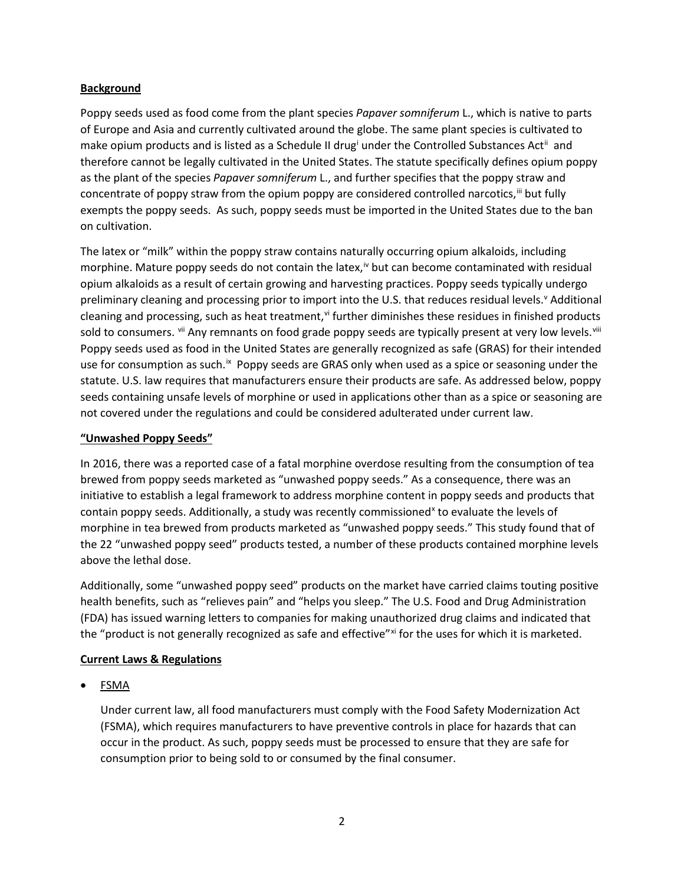## Background

Poppy seeds used as food come from the plant species *Papaver somniferum* L., which is native to parts of Europe and Asia and currently cultivated around the globe. The same plant species is cultivated to make opium products and is listed as a Schedule II drug[i] under the Controlled Substances Act[ii] and therefore cannot be legally cultivated in the United States. The statute specifically defines opium poppy as the plant of the species *Papaver somniferum* L., and further specifies that the poppy straw and concentrate of poppy straw from the opium poppy are considered controlled narcotics,[iii] but fully exempts the poppy seeds. As such, poppy seeds must be imported in the United States due to the ban on cultivation.

The latex or "milk" within the poppy straw contains naturally occurring opium alkaloids, including morphine. Mature poppy seeds do not contain the latex,[iv] but can become contaminated with residual opium alkaloids as a result of certain growing and harvesting practices. Poppy seeds typically undergo preliminary cleaning and processing prior to import into the U.S. that reduces residual levels.[v] Additional cleaning and processing, such as heat treatment,[vi] further diminishes these residues in finished products sold to consumers. [vii] Any remnants on food grade poppy seeds are typically present at very low levels.[viii] Poppy seeds used as food in the United States are generally recognized as safe (GRAS) for their intended use for consumption as such.[ix] Poppy seeds are GRAS only when used as a spice or seasoning under the statute. U.S. law requires that manufacturers ensure their products are safe. As addressed below, poppy seeds containing unsafe levels of morphine or used in applications other than as a spice or seasoning are not covered under the regulations and could be considered adulterated under current law.

## "Unwashed Poppy Seeds"

In 2016, there was a reported case of a fatal morphine overdose resulting from the consumption of tea brewed from poppy seeds marketed as "unwashed poppy seeds." As a consequence, there was an initiative to establish a legal framework to address morphine content in poppy seeds and products that contain poppy seeds. Additionally, a study was recently commissioned[x] to evaluate the levels of morphine in tea brewed from products marketed as "unwashed poppy seeds." This study found that of the 22 "unwashed poppy seed" products tested, a number of these products contained morphine levels above the lethal dose.

Additionally, some "unwashed poppy seed" products on the market have carried claims touting positive health benefits, such as "relieves pain" and "helps you sleep." The U.S. Food and Drug Administration (FDA) has issued warning letters to companies for making unauthorized drug claims and indicated that the "product is not generally recognized as safe and effective"[xi] for the uses for which it is marketed.

## Current Laws & Regulations

- FSMA

  Under current law, all food manufacturers must comply with the Food Safety Modernization Act (FSMA), which requires manufacturers to have preventive controls in place for hazards that can occur in the product. As such, poppy seeds must be processed to ensure that they are safe for consumption prior to being sold to or consumed by the final consumer.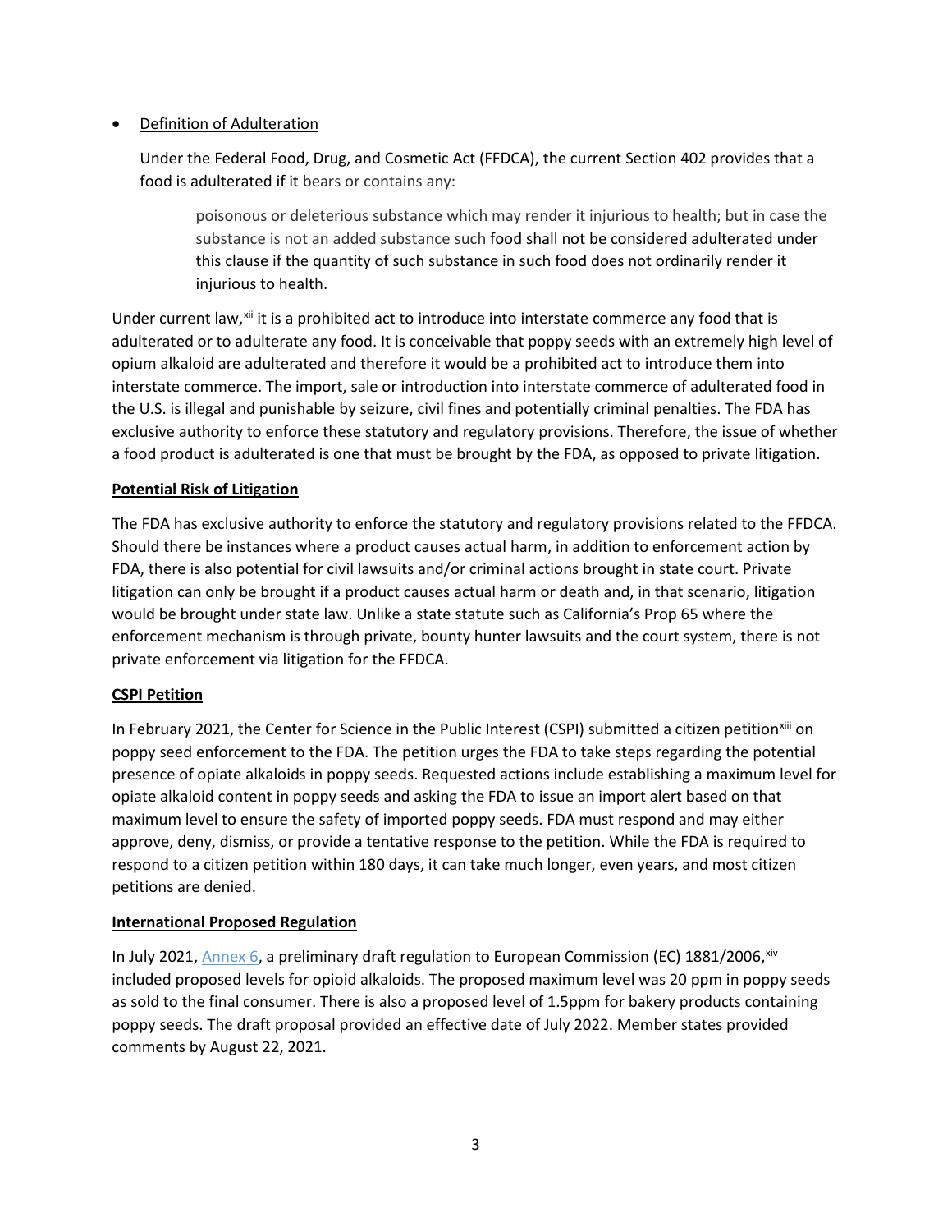- Definition of Adulteration

  Under the Federal Food, Drug, and Cosmetic Act (FFDCA), the current Section 402 provides that a food is adulterated if it bears or contains any:

  > poisonous or deleterious substance which may render it injurious to health; but in case the substance is not an added substance such food shall not be considered adulterated under this clause if the quantity of such substance in such food does not ordinarily render it injurious to health.

Under current law,[xii] it is a prohibited act to introduce into interstate commerce any food that is adulterated or to adulterate any food. It is conceivable that poppy seeds with an extremely high level of opium alkaloid are adulterated and therefore it would be a prohibited act to introduce them into interstate commerce. The import, sale or introduction into interstate commerce of adulterated food in the U.S. is illegal and punishable by seizure, civil fines and potentially criminal penalties. The FDA has exclusive authority to enforce these statutory and regulatory provisions. Therefore, the issue of whether a food product is adulterated is one that must be brought by the FDA, as opposed to private litigation.

**Potential Risk of Litigation**

The FDA has exclusive authority to enforce the statutory and regulatory provisions related to the FFDCA. Should there be instances where a product causes actual harm, in addition to enforcement action by FDA, there is also potential for civil lawsuits and/or criminal actions brought in state court. Private litigation can only be brought if a product causes actual harm or death and, in that scenario, litigation would be brought under state law. Unlike a state statute such as California's Prop 65 where the enforcement mechanism is through private, bounty hunter lawsuits and the court system, there is not private enforcement via litigation for the FFDCA.

**CSPI Petition**

In February 2021, the Center for Science in the Public Interest (CSPI) submitted a citizen petition[xiii] on poppy seed enforcement to the FDA. The petition urges the FDA to take steps regarding the potential presence of opiate alkaloids in poppy seeds. Requested actions include establishing a maximum level for opiate alkaloid content in poppy seeds and asking the FDA to issue an import alert based on that maximum level to ensure the safety of imported poppy seeds. FDA must respond and may either approve, deny, dismiss, or provide a tentative response to the petition. While the FDA is required to respond to a citizen petition within 180 days, it can take much longer, even years, and most citizen petitions are denied.

**International Proposed Regulation**

In July 2021, Annex 6, a preliminary draft regulation to European Commission (EC) 1881/2006,[xiv] included proposed levels for opioid alkaloids. The proposed maximum level was 20 ppm in poppy seeds as sold to the final consumer. There is also a proposed level of 1.5ppm for bakery products containing poppy seeds. The draft proposal provided an effective date of July 2022. Member states provided comments by August 22, 2021.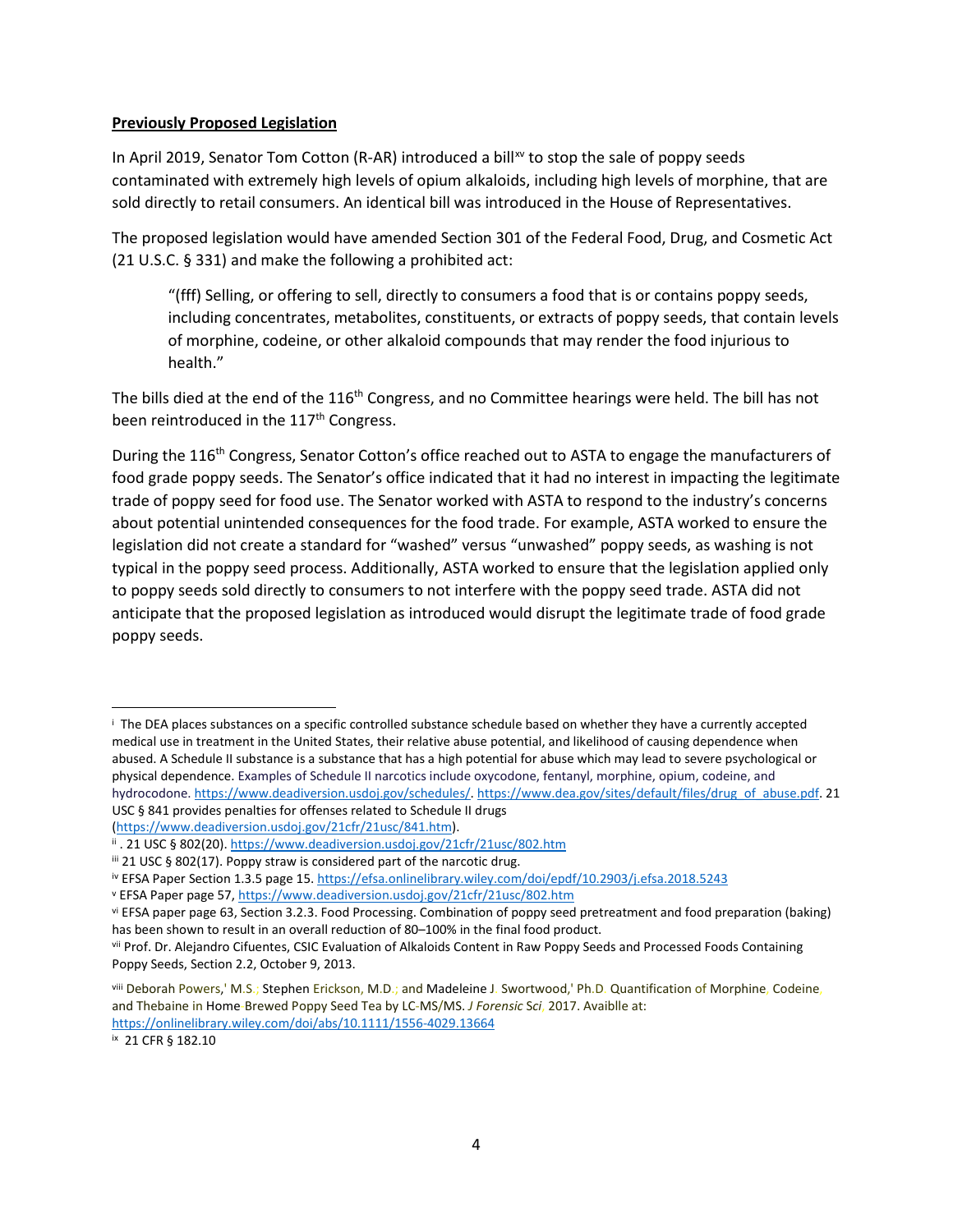**Previously Proposed Legislation**

In April 2019, Senator Tom Cotton (R-AR) introduced a bill[xv] to stop the sale of poppy seeds contaminated with extremely high levels of opium alkaloids, including high levels of morphine, that are sold directly to retail consumers. An identical bill was introduced in the House of Representatives.

The proposed legislation would have amended Section 301 of the Federal Food, Drug, and Cosmetic Act (21 U.S.C. § 331) and make the following a prohibited act:

> "(fff) Selling, or offering to sell, directly to consumers a food that is or contains poppy seeds, including concentrates, metabolites, constituents, or extracts of poppy seeds, that contain levels of morphine, codeine, or other alkaloid compounds that may render the food injurious to health."

The bills died at the end of the 116th Congress, and no Committee hearings were held. The bill has not been reintroduced in the 117th Congress.

During the 116th Congress, Senator Cotton's office reached out to ASTA to engage the manufacturers of food grade poppy seeds. The Senator's office indicated that it had no interest in impacting the legitimate trade of poppy seed for food use. The Senator worked with ASTA to respond to the industry's concerns about potential unintended consequences for the food trade. For example, ASTA worked to ensure the legislation did not create a standard for "washed" versus "unwashed" poppy seeds, as washing is not typical in the poppy seed process. Additionally, ASTA worked to ensure that the legislation applied only to poppy seeds sold directly to consumers to not interfere with the poppy seed trade. ASTA did not anticipate that the proposed legislation as introduced would disrupt the legitimate trade of food grade poppy seeds.

---

[i] The DEA places substances on a specific controlled substance schedule based on whether they have a currently accepted medical use in treatment in the United States, their relative abuse potential, and likelihood of causing dependence when abused. A Schedule II substance is a substance that has a high potential for abuse which may lead to severe psychological or physical dependence. Examples of Schedule II narcotics include oxycodone, fentanyl, morphine, opium, codeine, and hydrocodone. https://www.deadiversion.usdoj.gov/schedules/. https://www.dea.gov/sites/default/files/drug_of_abuse.pdf. 21 USC § 841 provides penalties for offenses related to Schedule II drugs (https://www.deadiversion.usdoj.gov/21cfr/21usc/841.htm).

[ii] . 21 USC § 802(20). https://www.deadiversion.usdoj.gov/21cfr/21usc/802.htm

[iii] 21 USC § 802(17). Poppy straw is considered part of the narcotic drug.

[iv] EFSA Paper Section 1.3.5 page 15. https://efsa.onlinelibrary.wiley.com/doi/epdf/10.2903/j.efsa.2018.5243

[v] EFSA Paper page 57, https://www.deadiversion.usdoj.gov/21cfr/21usc/802.htm

[vi] EFSA paper page 63, Section 3.2.3. Food Processing. Combination of poppy seed pretreatment and food preparation (baking) has been shown to result in an overall reduction of 80–100% in the final food product.

[vii] Prof. Dr. Alejandro Cifuentes, CSIC Evaluation of Alkaloids Content in Raw Poppy Seeds and Processed Foods Containing Poppy Seeds, Section 2.2, October 9, 2013.

[viii] Deborah Powers,' M.S.; Stephen Erickson, M.D.; and Madeleine J. Swortwood,' Ph.D. Quantification of Morphine, Codeine, and Thebaine in Home Brewed Poppy Seed Tea by LC-MS/MS. *J Forensic Sci*, 2017. Avaiblle at: https://onlinelibrary.wiley.com/doi/abs/10.1111/1556-4029.13664

[ix] 21 CFR § 182.10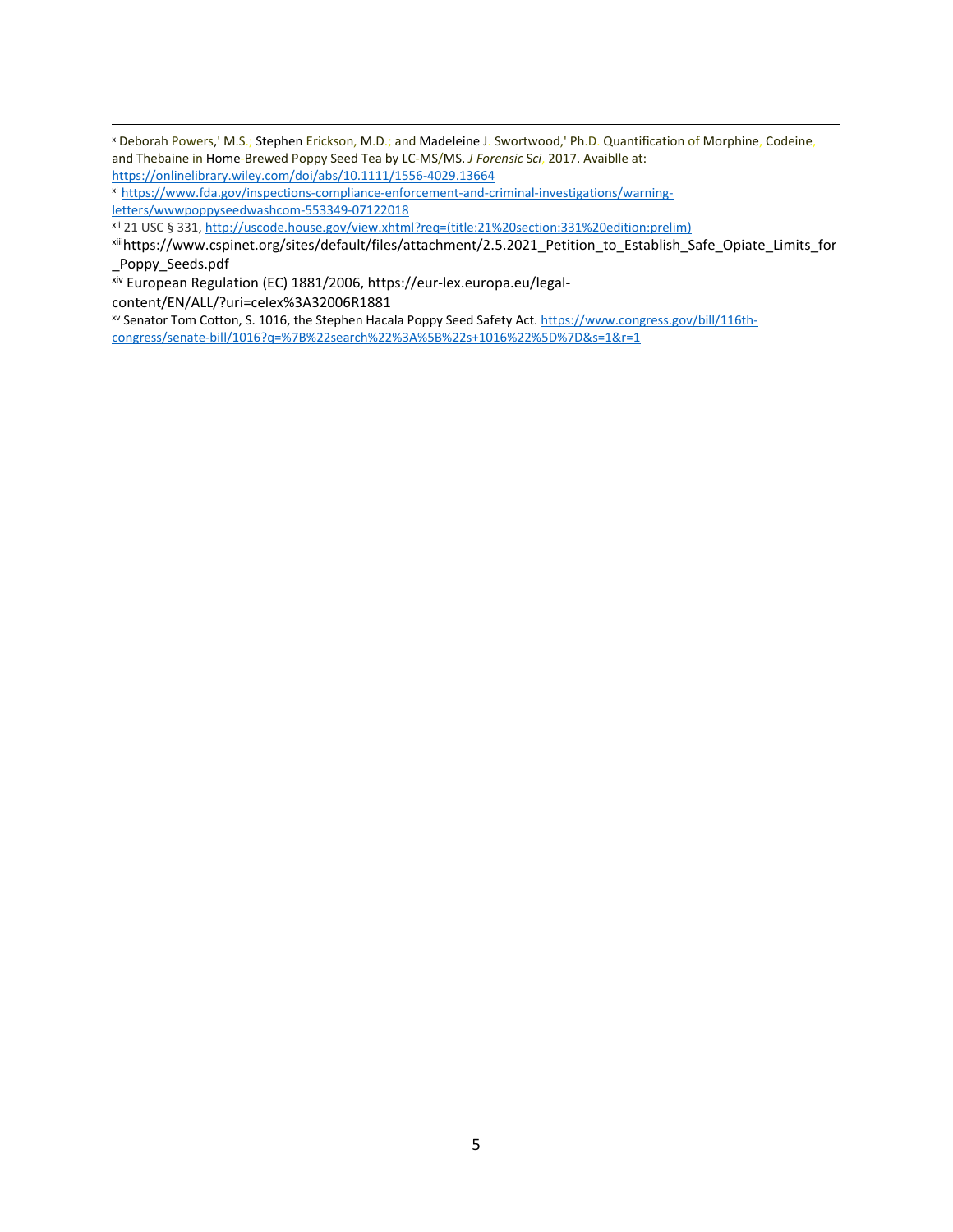[x] Deborah Powers,' M.S.; Stephen Erickson, M.D.; and Madeleine J. Swortwood,' Ph.D. Quantification of Morphine, Codeine, and Thebaine in Home Brewed Poppy Seed Tea by LC-MS/MS. *J Forensic Sci*, 2017. Avaiblle at: https://onlinelibrary.wiley.com/doi/abs/10.1111/1556-4029.13664

[xi] https://www.fda.gov/inspections-compliance-enforcement-and-criminal-investigations/warning-letters/wwwpoppyseedwashcom-553349-07122018

[xii] 21 USC § 331, http://uscode.house.gov/view.xhtml?req=(title:21%20section:331%20edition:prelim)

[xiii] https://www.cspinet.org/sites/default/files/attachment/2.5.2021_Petition_to_Establish_Safe_Opiate_Limits_for_Poppy_Seeds.pdf

[xiv] European Regulation (EC) 1881/2006, https://eur-lex.europa.eu/legal-content/EN/ALL/?uri=celex%3A32006R1881

[xv] Senator Tom Cotton, S. 1016, the Stephen Hacala Poppy Seed Safety Act. https://www.congress.gov/bill/116th-congress/senate-bill/1016?q=%7B%22search%22%3A%5B%22s+1016%22%5D%7D&s=1&r=1